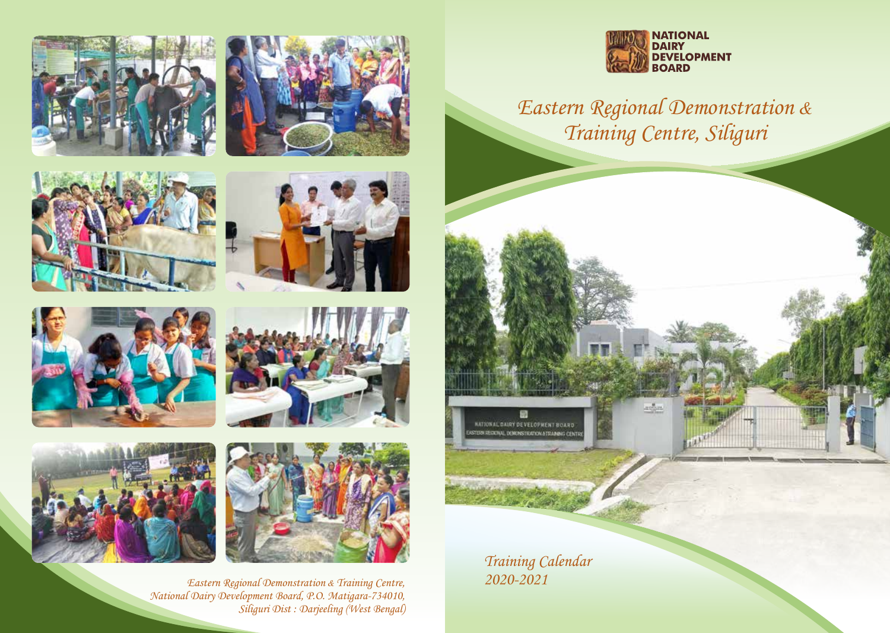**NATIONAL DAIRY DEVELOPMENT BOARD**

# *Eastern Regional Demonstration & Training Centre, Siliguri*

*Training Calendar 2020-2021*

*Eastern Regional Demonstration & Training Centre,*
*National Dairy Development Board, P.O. Matigara-734010,*
*Siliguri Dist : Darjeeling (West Bengal)*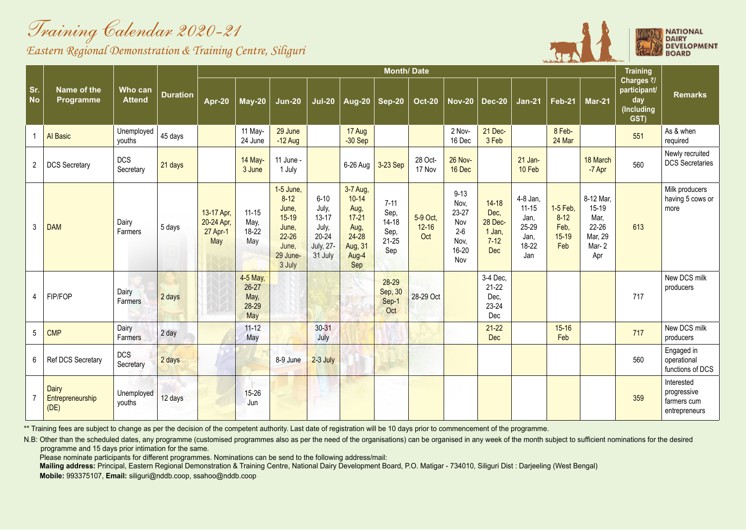# *Training Calendar 2020-21*

## *Eastern Regional Demonstration & Training Centre, Siliguri*

NATIONAL DAIRY DEVELOPMENT BOARD

| Sr. No | Name of the Programme | Who can Attend | Duration | Month/ Date | | | | | | | | | | | | Training Charges ₹/ participant/ day (Including GST) | Remarks |
|---|---|---|---|---|---|---|---|---|---|---|---|---|---|---|---|---|---|
| | | | | Apr-20 | May-20 | Jun-20 | Jul-20 | Aug-20 | Sep-20 | Oct-20 | Nov-20 | Dec-20 | Jan-21 | Feb-21 | Mar-21 | | |
| 1 | AI Basic | Unemployed youths | 45 days | | 11 May-24 June | 29 June -12 Aug | | 17 Aug -30 Sep | | | 2 Nov-16 Dec | 21 Dec-3 Feb | | 8 Feb-24 Mar | | 551 | As & when required |
| 2 | DCS Secretary | DCS Secretary | 21 days | | 14 May-3 June | 11 June - 1 July | | 6-26 Aug | 3-23 Sep | 28 Oct-17 Nov | 26 Nov-16 Dec | | 21 Jan-10 Feb | | 18 March -7 Apr | 560 | Newly recruited DCS Secretaries |
| 3 | DAM | Dairy Farmers | 5 days | 13-17 Apr, 20-24 Apr, 27 Apr-1 May | 11-15 May, 18-22 May | 1-5 June, 8-12 June, 15-19 June, 22-26 June, 29 June-3 July | 6-10 July, 13-17 July, 20-24 July, 27-31 July | 3-7 Aug, 10-14 Aug, 17-21 Aug, 24-28 Aug, 31 Aug-4 Sep | 7-11 Sep, 14-18 Sep, 21-25 Sep | 5-9 Oct, 12-16 Oct | 9-13 Nov, 23-27 Nov 2-6 Nov, 16-20 Nov | 14-18 Dec, 28 Dec-1 Jan, 7-12 Dec | 4-8 Jan, 11-15 Jan, 25-29 Jan, 18-22 Jan | 1-5 Feb, 8-12 Feb, 15-19 Feb | 8-12 Mar, 15-19 Mar, 22-26 Mar, 29 Mar- 2 Apr | 613 | Milk producers having 5 cows or more |
| 4 | FIP/FOP | Dairy Farmers | 2 days | | 4-5 May, 26-27 May, 28-29 May | | | | 28-29 Sep, 30 Sep-1 Oct | 28-29 Oct | | 3-4 Dec, 21-22 Dec, 23-24 Dec | | | | 717 | New DCS milk producers |
| 5 | CMP | Dairy Farmers | 2 day | | 11-12 May | | 30-31 July | | | | | 21-22 Dec | | 15-16 Feb | | 717 | New DCS milk producers |
| 6 | Ref DCS Secretary | DCS Secretary | 2 days | | | 8-9 June | 2-3 July | | | | | | | | | 560 | Engaged in operational functions of DCS |
| 7 | Dairy Entrepreneurship (DE) | Unemployed youths | 12 days | | 15-26 Jun | | | | | | | | | | | 359 | Interested progressive farmers cum entrepreneurs |

** Training fees are subject to change as per the decision of the competent authority. Last date of registration will be 10 days prior to commencement of the programme.

N.B: Other than the scheduled dates, any programme (customised programmes also as per the need of the organisations) can be organised in any week of the month subject to sufficient nominations for the desired programme and 15 days prior intimation for the same.

Please nominate participants for different programmes. Nominations can be send to the following address/mail:

**Mailing address:** Principal, Eastern Regional Demonstration & Training Centre, National Dairy Development Board, P.O. Matigar - 734010, Siliguri Dist : Darjeeling (West Bengal)

**Mobile:** 993375107, **Email:** siliguri@nddb.coop, ssahoo@nddb.coop